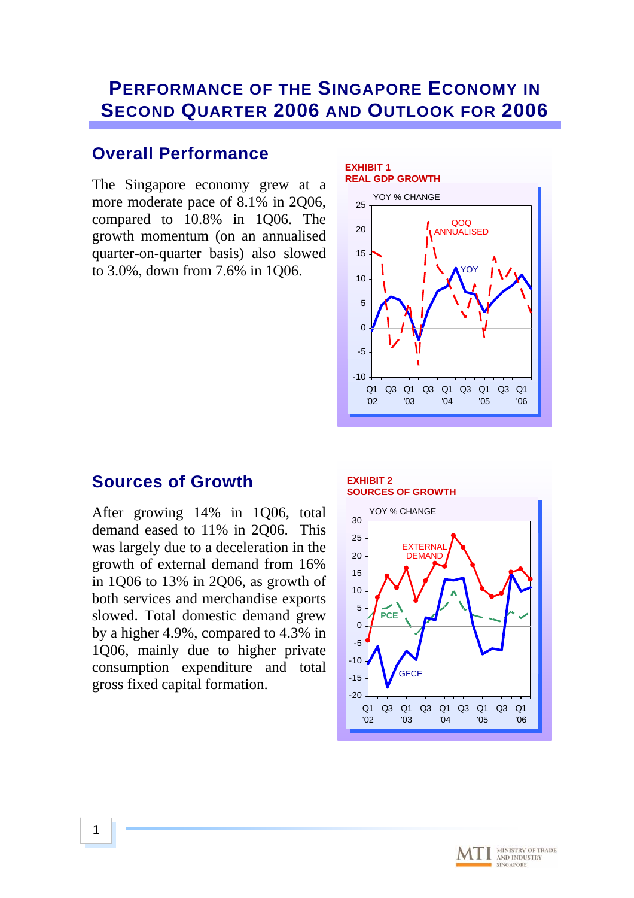# Performance of the Singapore Economy in Second Quarter 2006 and Outlook for 2006

## Overall Performance

The Singapore economy grew at a more moderate pace of 8.1% in 2Q06, compared to 10.8% in 1Q06. The growth momentum (on an annualised quarter-on-quarter basis) also slowed to 3.0%, down from 7.6% in 1Q06.

**EXHIBIT 1**
**REAL GDP GROWTH**

## Sources of Growth

After growing 14% in 1Q06, total demand eased to 11% in 2Q06. This was largely due to a deceleration in the growth of external demand from 16% in 1Q06 to 13% in 2Q06, as growth of both services and merchandise exports slowed. Total domestic demand grew by a higher 4.9%, compared to 4.3% in 1Q06, mainly due to higher private consumption expenditure and total gross fixed capital formation.

**EXHIBIT 2**
**SOURCES OF GROWTH**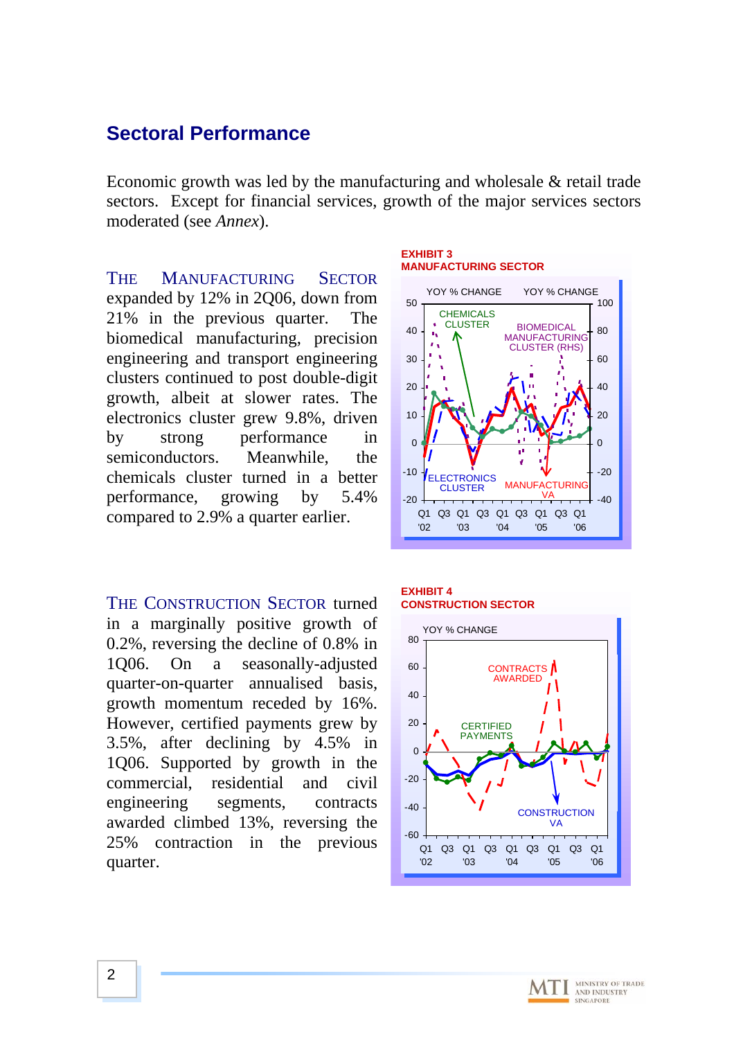## Sectoral Performance

Economic growth was led by the manufacturing and wholesale & retail trade sectors. Except for financial services, growth of the major services sectors moderated (see *Annex*).

THE MANUFACTURING SECTOR expanded by 12% in 2Q06, down from 21% in the previous quarter. The biomedical manufacturing, precision engineering and transport engineering clusters continued to post double-digit growth, albeit at slower rates. The electronics cluster grew 9.8%, driven by strong performance in semiconductors. Meanwhile, the chemicals cluster turned in a better performance, growing by 5.4% compared to 2.9% a quarter earlier.

**EXHIBIT 3**
**MANUFACTURING SECTOR**

THE CONSTRUCTION SECTOR turned in a marginally positive growth of 0.2%, reversing the decline of 0.8% in 1Q06. On a seasonally-adjusted quarter-on-quarter annualised basis, growth momentum receded by 16%. However, certified payments grew by 3.5%, after declining by 4.5% in 1Q06. Supported by growth in the commercial, residential and civil engineering segments, contracts awarded climbed 13%, reversing the 25% contraction in the previous quarter.

**EXHIBIT 4**
**CONSTRUCTION SECTOR**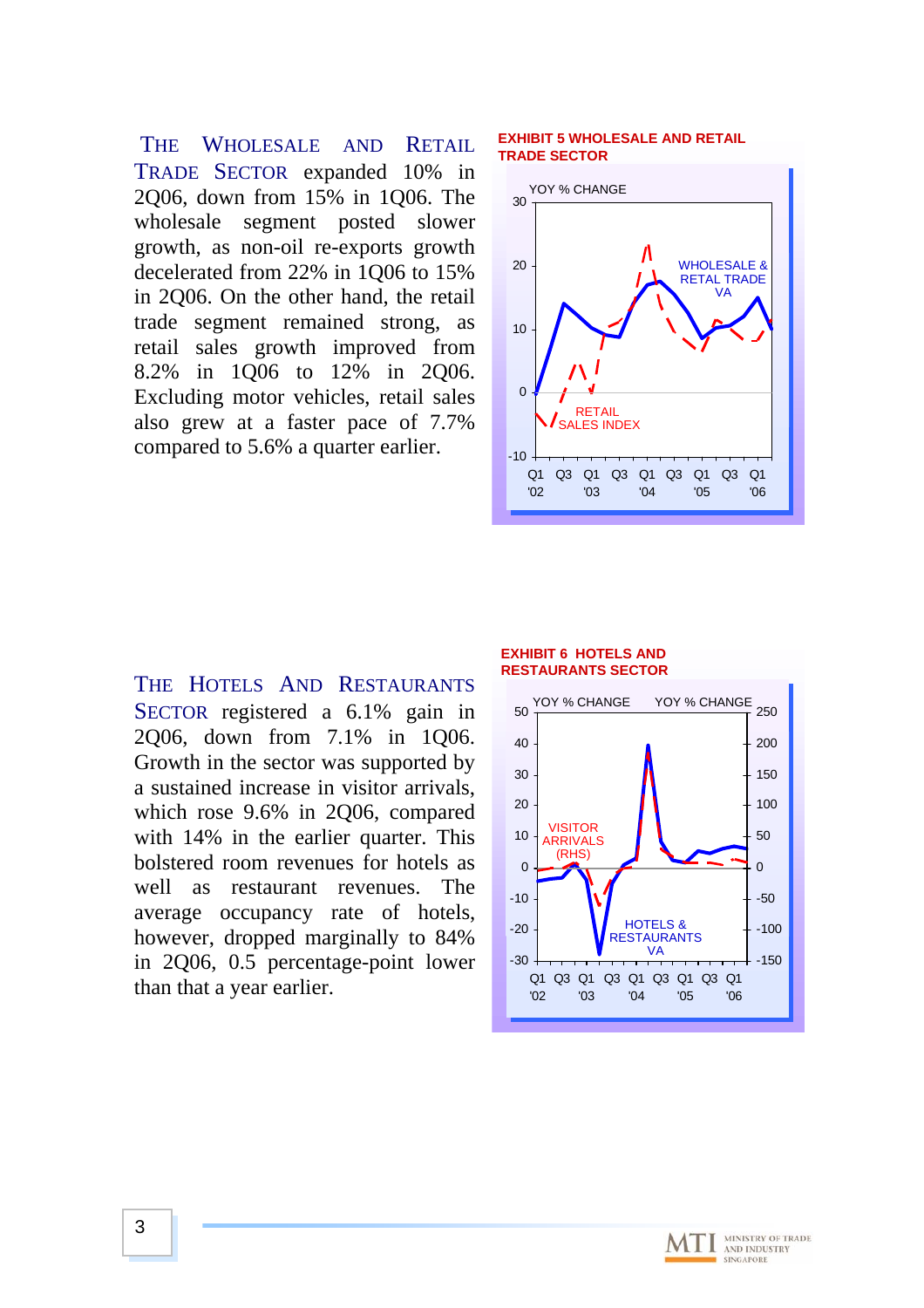The **Wholesale and Retail Trade Sector** expanded 10% in 2Q06, down from 15% in 1Q06. The wholesale segment posted slower growth, as non-oil re-exports growth decelerated from 22% in 1Q06 to 15% in 2Q06. On the other hand, the retail trade segment remained strong, as retail sales growth improved from 8.2% in 1Q06 to 12% in 2Q06. Excluding motor vehicles, retail sales also grew at a faster pace of 7.7% compared to 5.6% a quarter earlier.

**EXHIBIT 5 WHOLESALE AND RETAIL TRADE SECTOR**

The **Hotels And Restaurants Sector** registered a 6.1% gain in 2Q06, down from 7.1% in 1Q06. Growth in the sector was supported by a sustained increase in visitor arrivals, which rose 9.6% in 2Q06, compared with 14% in the earlier quarter. This bolstered room revenues for hotels as well as restaurant revenues. The average occupancy rate of hotels, however, dropped marginally to 84% in 2Q06, 0.5 percentage-point lower than that a year earlier.

**EXHIBIT 6 HOTELS AND RESTAURANTS SECTOR**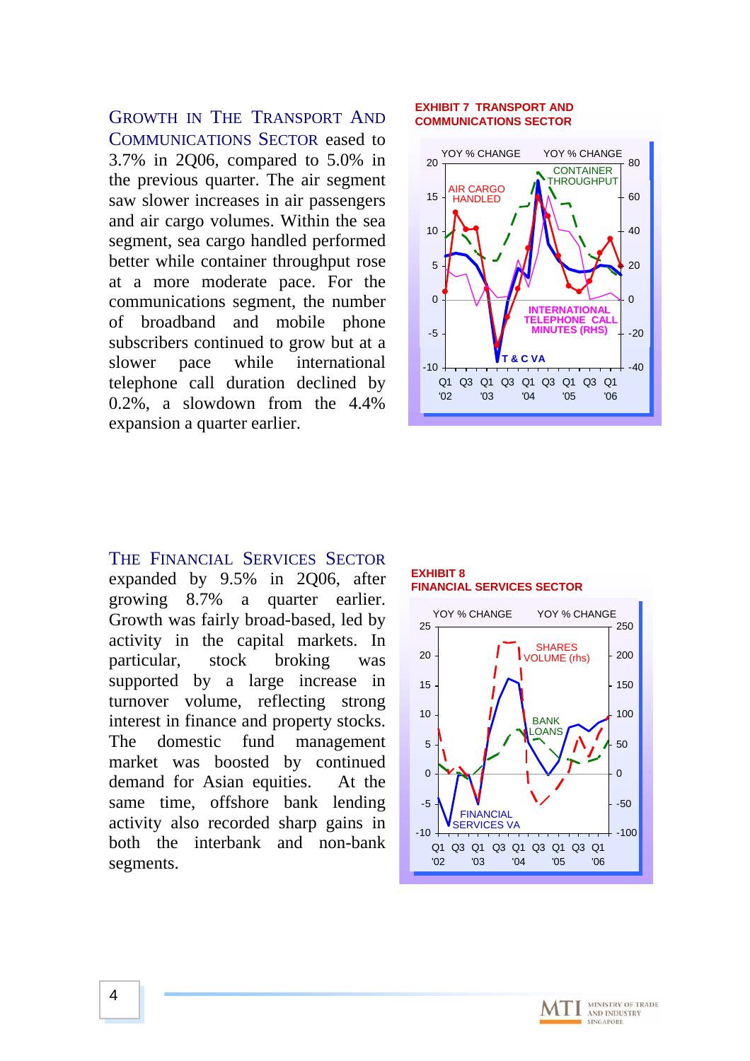**GROWTH IN THE TRANSPORT AND COMMUNICATIONS SECTOR** eased to 3.7% in 2Q06, compared to 5.0% in the previous quarter. The air segment saw slower increases in air passengers and air cargo volumes. Within the sea segment, sea cargo handled performed better while container throughput rose at a more moderate pace. For the communications segment, the number of broadband and mobile phone subscribers continued to grow but at a slower pace while international telephone call duration declined by 0.2%, a slowdown from the 4.4% expansion a quarter earlier.

**EXHIBIT 7 TRANSPORT AND COMMUNICATIONS SECTOR**

**THE FINANCIAL SERVICES SECTOR** expanded by 9.5% in 2Q06, after growing 8.7% a quarter earlier. Growth was fairly broad-based, led by activity in the capital markets. In particular, stock broking was supported by a large increase in turnover volume, reflecting strong interest in finance and property stocks. The domestic fund management market was boosted by continued demand for Asian equities. At the same time, offshore bank lending activity also recorded sharp gains in both the interbank and non-bank segments.

**EXHIBIT 8 FINANCIAL SERVICES SECTOR**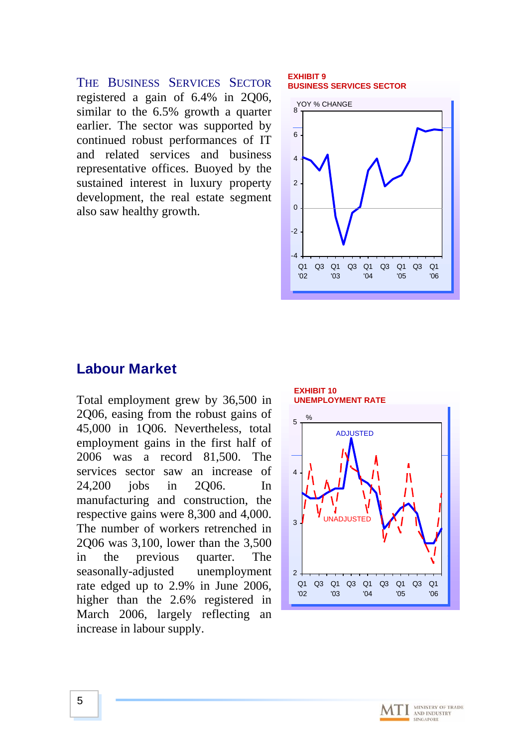The Business Services Sector registered a gain of 6.4% in 2Q06, similar to the 6.5% growth a quarter earlier. The sector was supported by continued robust performances of IT and related services and business representative offices. Buoyed by the sustained interest in luxury property development, the real estate segment also saw healthy growth.

**EXHIBIT 9**
**BUSINESS SERVICES SECTOR**

## Labour Market

Total employment grew by 36,500 in 2Q06, easing from the robust gains of 45,000 in 1Q06. Nevertheless, total employment gains in the first half of 2006 was a record 81,500. The services sector saw an increase of 24,200 jobs in 2Q06. In manufacturing and construction, the respective gains were 8,300 and 4,000. The number of workers retrenched in 2Q06 was 3,100, lower than the 3,500 in the previous quarter. The seasonally-adjusted unemployment rate edged up to 2.9% in June 2006, higher than the 2.6% registered in March 2006, largely reflecting an increase in labour supply.

**EXHIBIT 10**
**UNEMPLOYMENT RATE**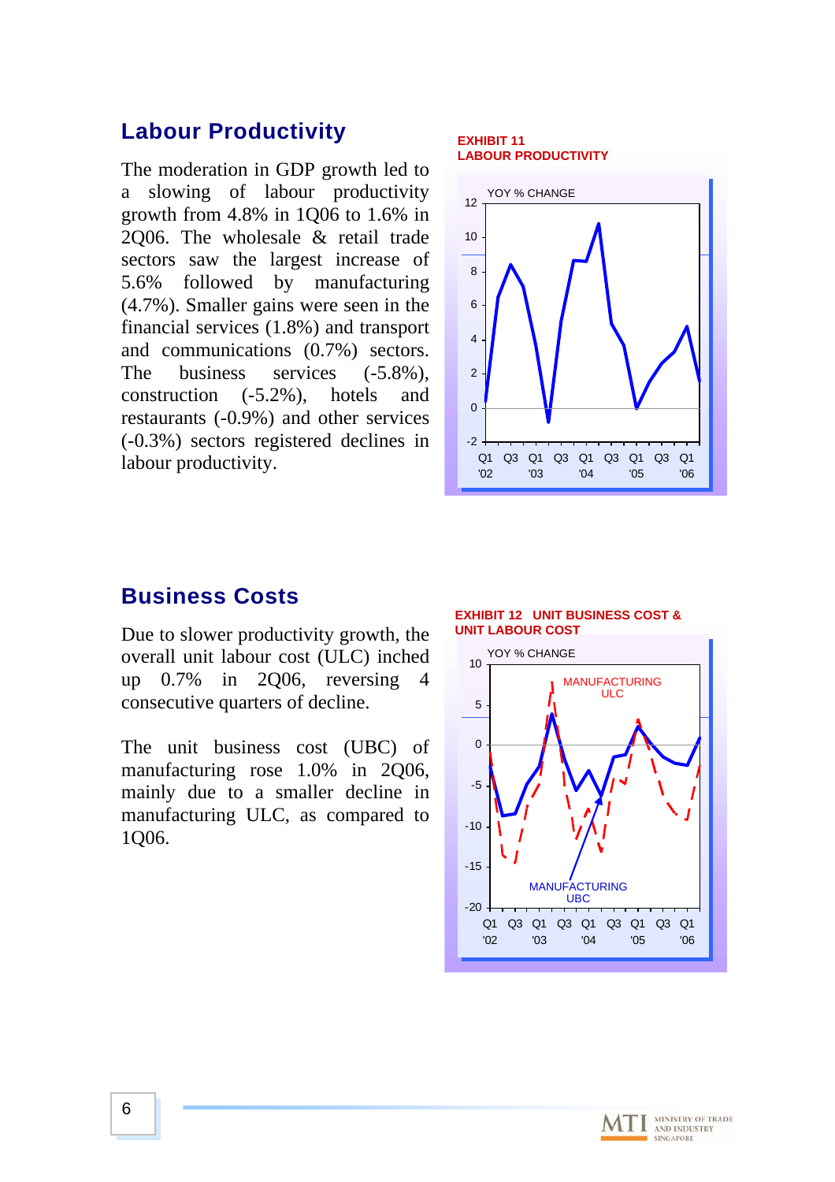## Labour Productivity

The moderation in GDP growth led to a slowing of labour productivity growth from 4.8% in 1Q06 to 1.6% in 2Q06. The wholesale & retail trade sectors saw the largest increase of 5.6% followed by manufacturing (4.7%). Smaller gains were seen in the financial services (1.8%) and transport and communications (0.7%) sectors. The business services (-5.8%), construction (-5.2%), hotels and restaurants (-0.9%) and other services (-0.3%) sectors registered declines in labour productivity.

**EXHIBIT 11**
**LABOUR PRODUCTIVITY**

## Business Costs

Due to slower productivity growth, the overall unit labour cost (ULC) inched up 0.7% in 2Q06, reversing 4 consecutive quarters of decline.

The unit business cost (UBC) of manufacturing rose 1.0% in 2Q06, mainly due to a smaller decline in manufacturing ULC, as compared to 1Q06.

**EXHIBIT 12 UNIT BUSINESS COST & UNIT LABOUR COST**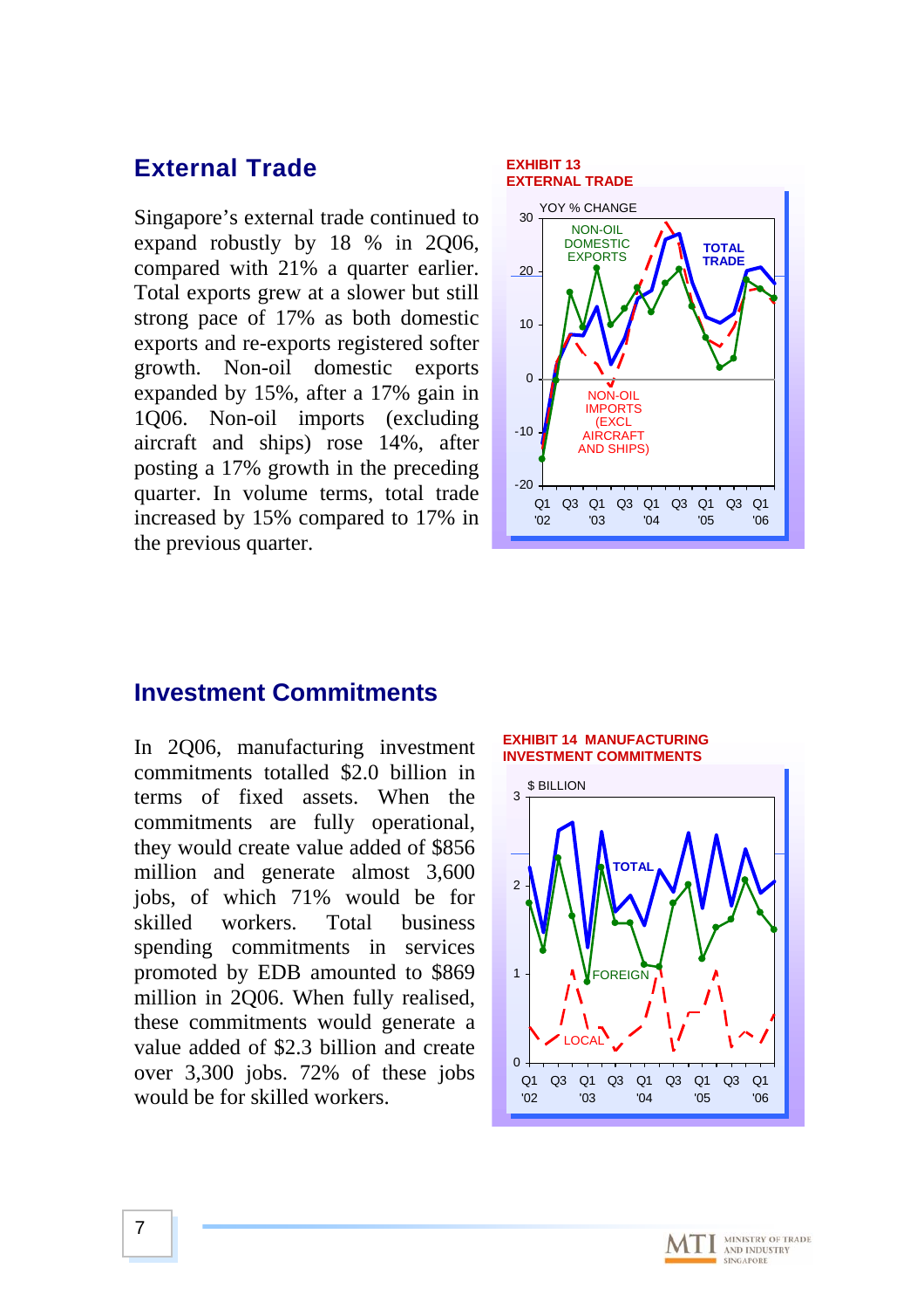## External Trade

Singapore's external trade continued to expand robustly by 18 % in 2Q06, compared with 21% a quarter earlier. Total exports grew at a slower but still strong pace of 17% as both domestic exports and re-exports registered softer growth. Non-oil domestic exports expanded by 15%, after a 17% gain in 1Q06. Non-oil imports (excluding aircraft and ships) rose 14%, after posting a 17% growth in the preceding quarter. In volume terms, total trade increased by 15% compared to 17% in the previous quarter.

EXHIBIT 13
EXTERNAL TRADE

## Investment Commitments

In 2Q06, manufacturing investment commitments totalled $2.0 billion in terms of fixed assets. When the commitments are fully operational, they would create value added of $856 million and generate almost 3,600 jobs, of which 71% would be for skilled workers. Total business spending commitments in services promoted by EDB amounted to $869 million in 2Q06. When fully realised, these commitments would generate a value added of $2.3 billion and create over 3,300 jobs. 72% of these jobs would be for skilled workers.

EXHIBIT 14 MANUFACTURING INVESTMENT COMMITMENTS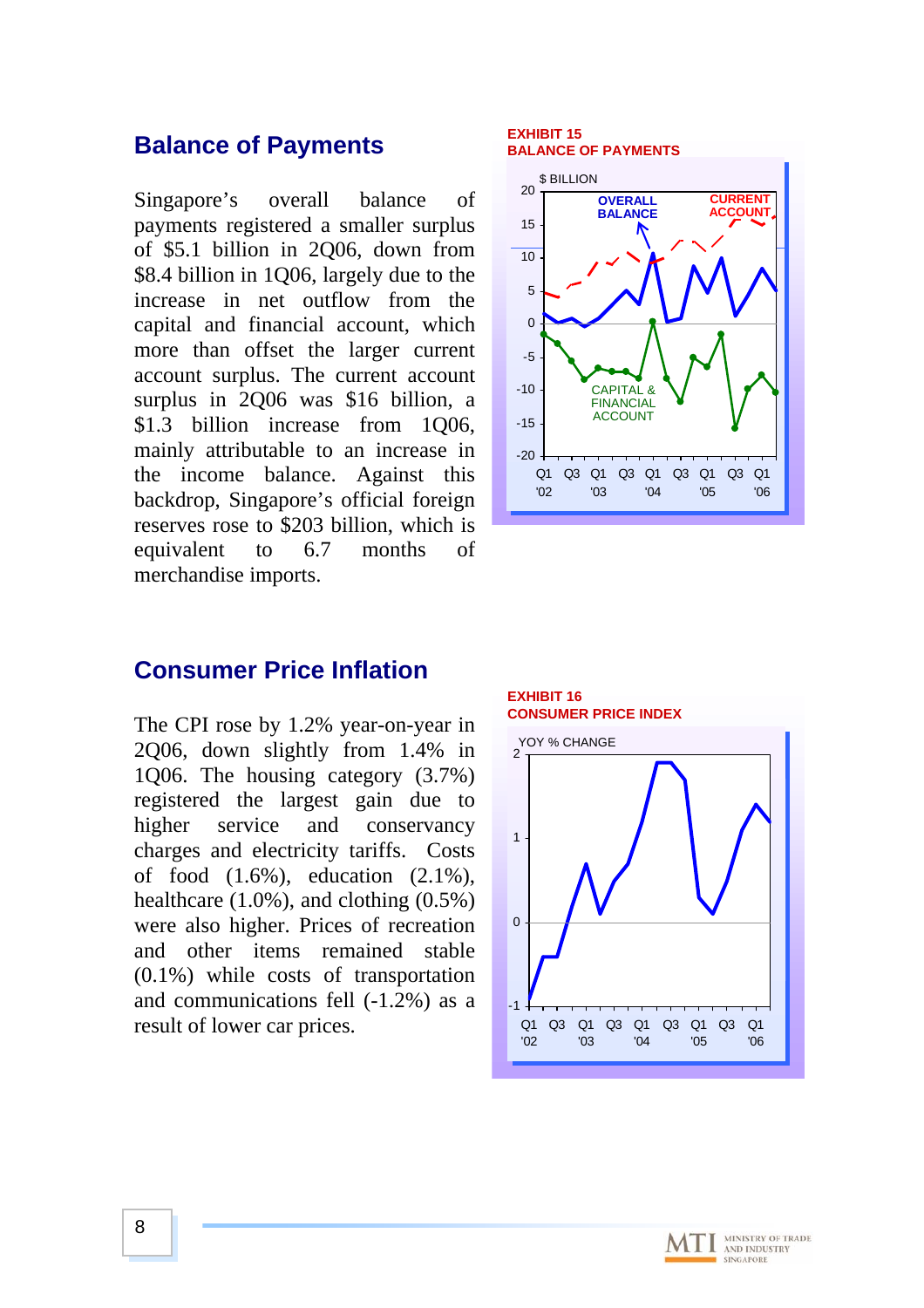## Balance of Payments

Singapore's overall balance of payments registered a smaller surplus of $5.1 billion in 2Q06, down from $8.4 billion in 1Q06, largely due to the increase in net outflow from the capital and financial account, which more than offset the larger current account surplus. The current account surplus in 2Q06 was $16 billion, a $1.3 billion increase from 1Q06, mainly attributable to an increase in the income balance. Against this backdrop, Singapore's official foreign reserves rose to $203 billion, which is equivalent to 6.7 months of merchandise imports.

**EXHIBIT 15**
**BALANCE OF PAYMENTS**

## Consumer Price Inflation

The CPI rose by 1.2% year-on-year in 2Q06, down slightly from 1.4% in 1Q06. The housing category (3.7%) registered the largest gain due to higher service and conservancy charges and electricity tariffs. Costs of food (1.6%), education (2.1%), healthcare (1.0%), and clothing (0.5%) were also higher. Prices of recreation and other items remained stable (0.1%) while costs of transportation and communications fell (-1.2%) as a result of lower car prices.

**EXHIBIT 16**
**CONSUMER PRICE INDEX**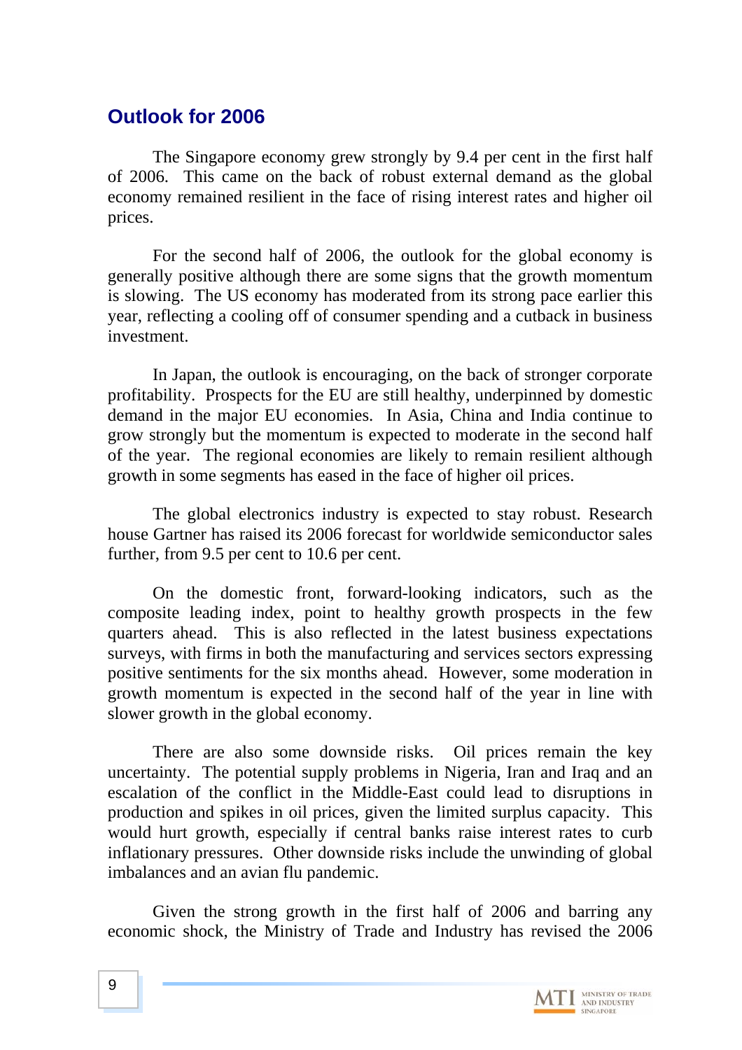## Outlook for 2006

The Singapore economy grew strongly by 9.4 per cent in the first half of 2006. This came on the back of robust external demand as the global economy remained resilient in the face of rising interest rates and higher oil prices.

For the second half of 2006, the outlook for the global economy is generally positive although there are some signs that the growth momentum is slowing. The US economy has moderated from its strong pace earlier this year, reflecting a cooling off of consumer spending and a cutback in business investment.

In Japan, the outlook is encouraging, on the back of stronger corporate profitability. Prospects for the EU are still healthy, underpinned by domestic demand in the major EU economies. In Asia, China and India continue to grow strongly but the momentum is expected to moderate in the second half of the year. The regional economies are likely to remain resilient although growth in some segments has eased in the face of higher oil prices.

The global electronics industry is expected to stay robust. Research house Gartner has raised its 2006 forecast for worldwide semiconductor sales further, from 9.5 per cent to 10.6 per cent.

On the domestic front, forward-looking indicators, such as the composite leading index, point to healthy growth prospects in the few quarters ahead. This is also reflected in the latest business expectations surveys, with firms in both the manufacturing and services sectors expressing positive sentiments for the six months ahead. However, some moderation in growth momentum is expected in the second half of the year in line with slower growth in the global economy.

There are also some downside risks. Oil prices remain the key uncertainty. The potential supply problems in Nigeria, Iran and Iraq and an escalation of the conflict in the Middle-East could lead to disruptions in production and spikes in oil prices, given the limited surplus capacity. This would hurt growth, especially if central banks raise interest rates to curb inflationary pressures. Other downside risks include the unwinding of global imbalances and an avian flu pandemic.

Given the strong growth in the first half of 2006 and barring any economic shock, the Ministry of Trade and Industry has revised the 2006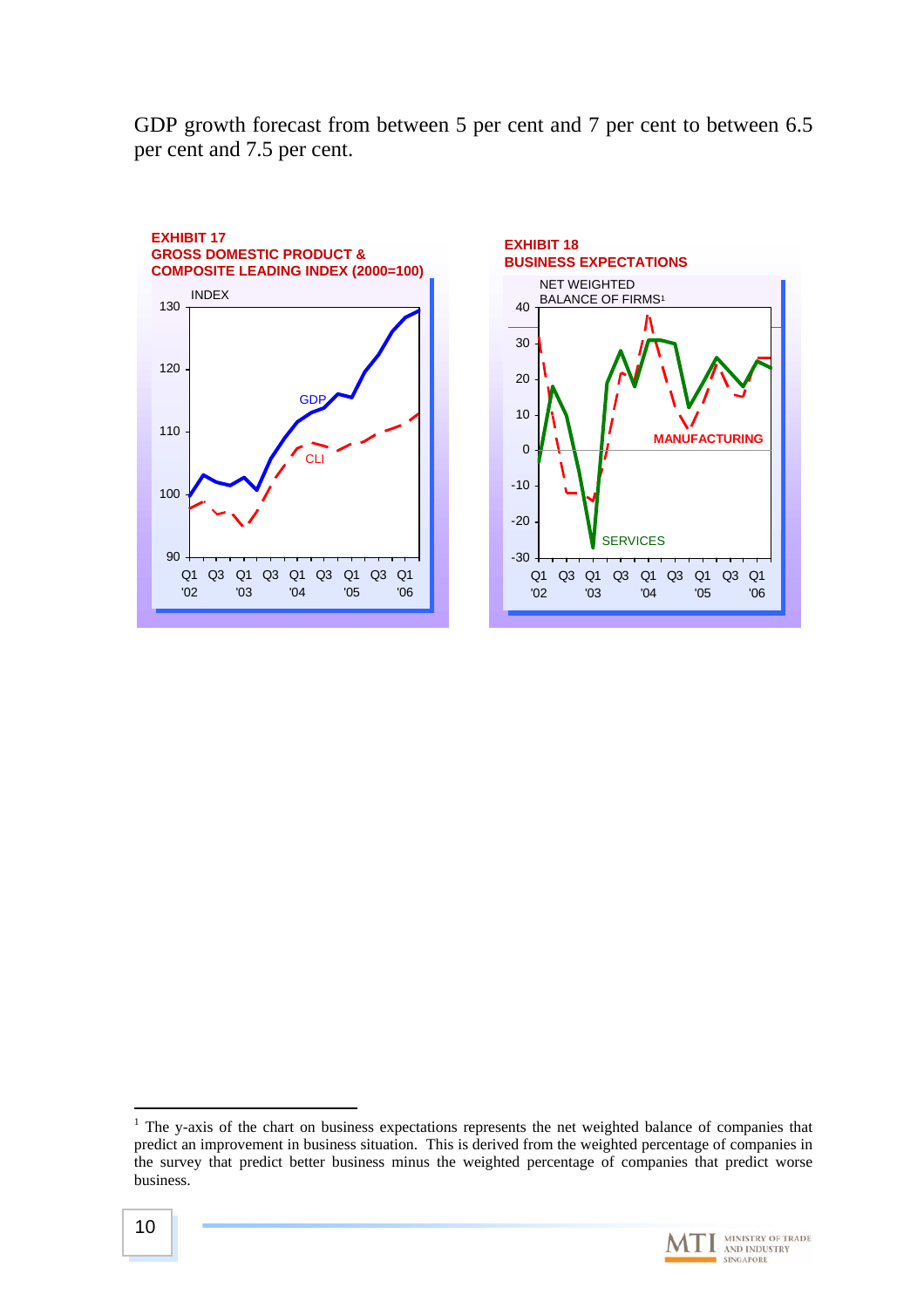GDP growth forecast from between 5 per cent and 7 per cent to between 6.5 per cent and 7.5 per cent.

**EXHIBIT 17**
**GROSS DOMESTIC PRODUCT & COMPOSITE LEADING INDEX (2000=100)**

**EXHIBIT 18**
**BUSINESS EXPECTATIONS**

---

[1] The y-axis of the chart on business expectations represents the net weighted balance of companies that predict an improvement in business situation. This is derived from the weighted percentage of companies in the survey that predict better business minus the weighted percentage of companies that predict worse business.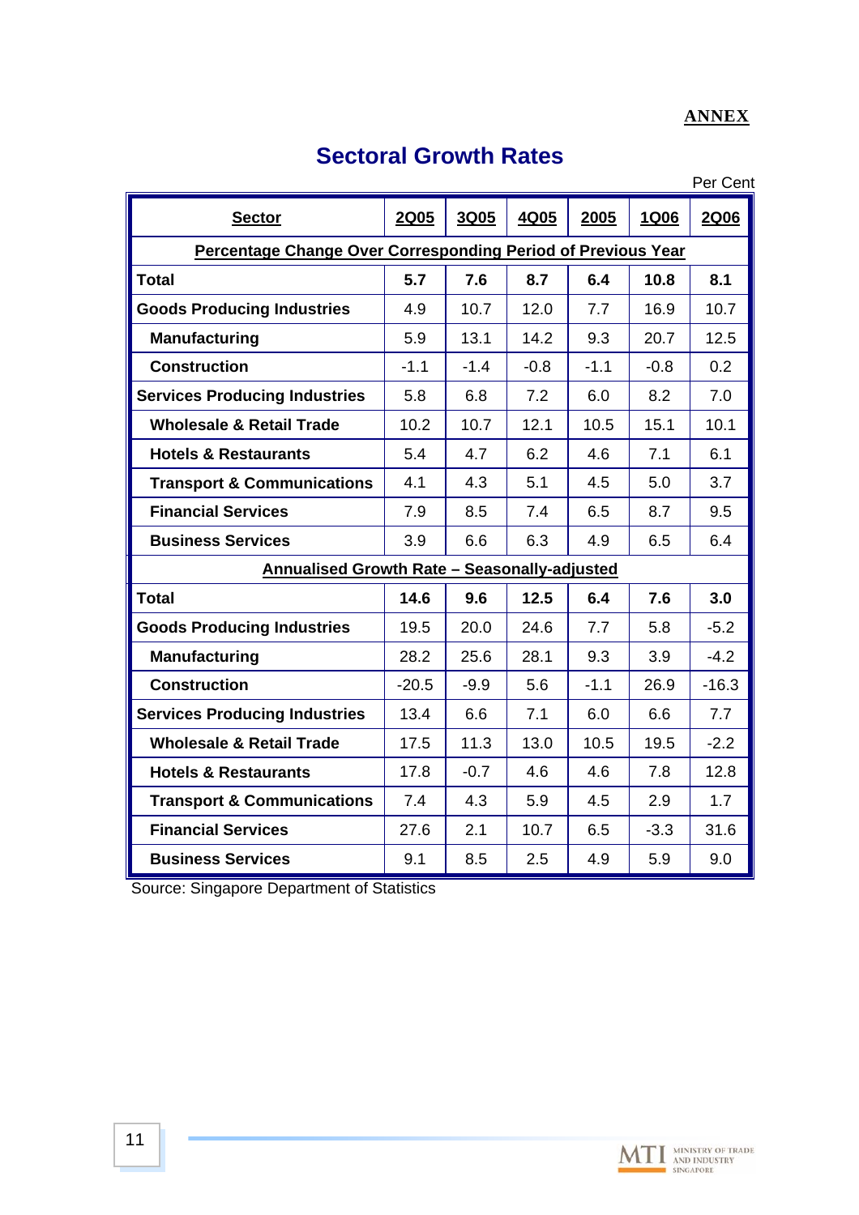**ANNEX**

## Sectoral Growth Rates

Per Cent

| Sector | 2Q05 | 3Q05 | 4Q05 | 2005 | 1Q06 | 2Q06 |
|---|---|---|---|---|---|---|
| **Percentage Change Over Corresponding Period of Previous Year** | | | | | | |
| **Total** | **5.7** | **7.6** | **8.7** | **6.4** | **10.8** | **8.1** |
| **Goods Producing Industries** | 4.9 | 10.7 | 12.0 | 7.7 | 16.9 | 10.7 |
| **Manufacturing** | 5.9 | 13.1 | 14.2 | 9.3 | 20.7 | 12.5 |
| **Construction** | -1.1 | -1.4 | -0.8 | -1.1 | -0.8 | 0.2 |
| **Services Producing Industries** | 5.8 | 6.8 | 7.2 | 6.0 | 8.2 | 7.0 |
| **Wholesale & Retail Trade** | 10.2 | 10.7 | 12.1 | 10.5 | 15.1 | 10.1 |
| **Hotels & Restaurants** | 5.4 | 4.7 | 6.2 | 4.6 | 7.1 | 6.1 |
| **Transport & Communications** | 4.1 | 4.3 | 5.1 | 4.5 | 5.0 | 3.7 |
| **Financial Services** | 7.9 | 8.5 | 7.4 | 6.5 | 8.7 | 9.5 |
| **Business Services** | 3.9 | 6.6 | 6.3 | 4.9 | 6.5 | 6.4 |
| **Annualised Growth Rate – Seasonally-adjusted** | | | | | | |
| **Total** | **14.6** | **9.6** | **12.5** | **6.4** | **7.6** | **3.0** |
| **Goods Producing Industries** | 19.5 | 20.0 | 24.6 | 7.7 | 5.8 | -5.2 |
| **Manufacturing** | 28.2 | 25.6 | 28.1 | 9.3 | 3.9 | -4.2 |
| **Construction** | -20.5 | -9.9 | 5.6 | -1.1 | 26.9 | -16.3 |
| **Services Producing Industries** | 13.4 | 6.6 | 7.1 | 6.0 | 6.6 | 7.7 |
| **Wholesale & Retail Trade** | 17.5 | 11.3 | 13.0 | 10.5 | 19.5 | -2.2 |
| **Hotels & Restaurants** | 17.8 | -0.7 | 4.6 | 4.6 | 7.8 | 12.8 |
| **Transport & Communications** | 7.4 | 4.3 | 5.9 | 4.5 | 2.9 | 1.7 |
| **Financial Services** | 27.6 | 2.1 | 10.7 | 6.5 | -3.3 | 31.6 |
| **Business Services** | 9.1 | 8.5 | 2.5 | 4.9 | 5.9 | 9.0 |

Source: Singapore Department of Statistics